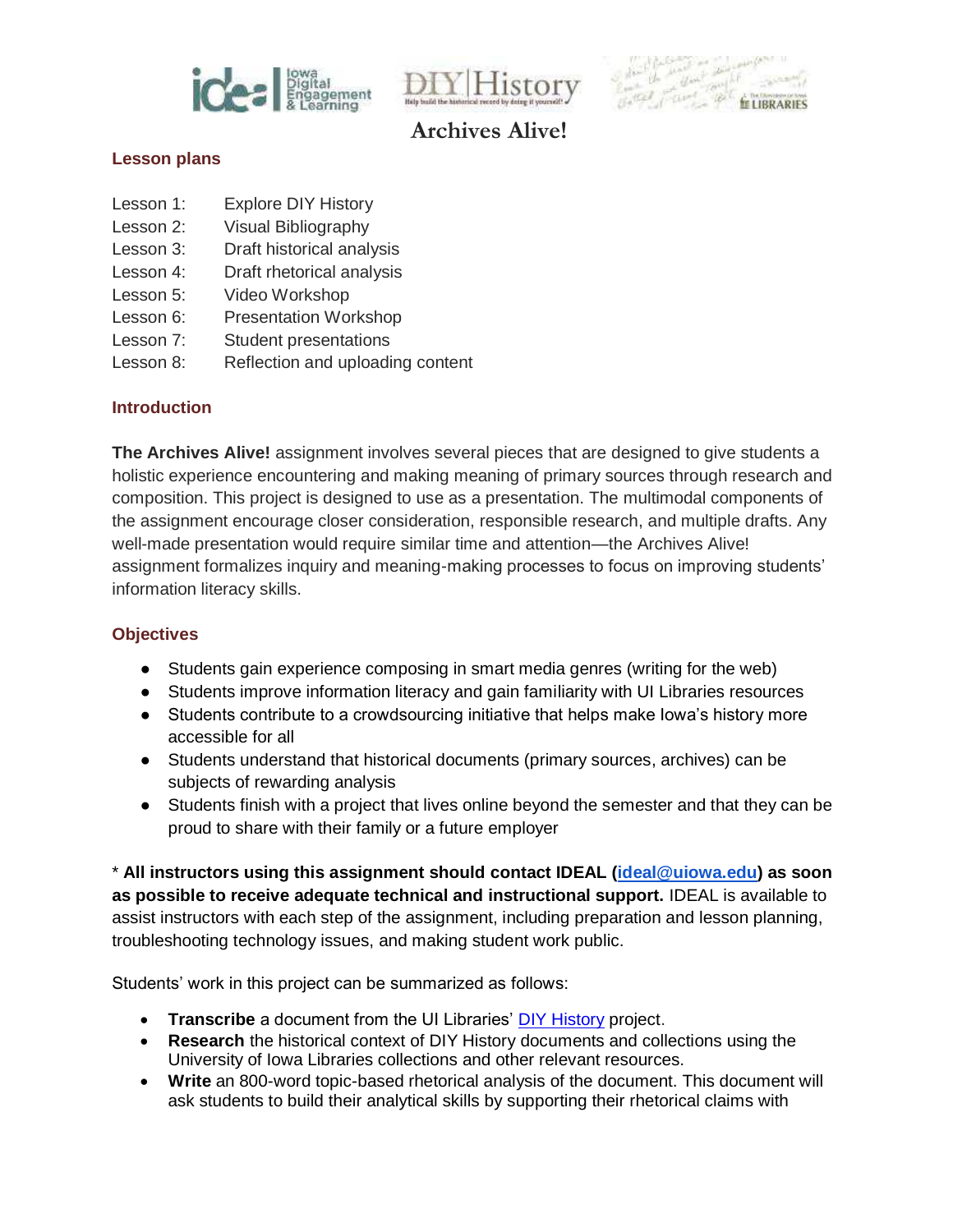# Archives Alive!

## Lesson plans

Lesson 1: Explore DIY History
Lesson 2: Visual Bibliography
Lesson 3: Draft historical analysis
Lesson 4: Draft rhetorical analysis
Lesson 5: Video Workshop
Lesson 6: Presentation Workshop
Lesson 7: Student presentations
Lesson 8: Reflection and uploading content

## Introduction

**The Archives Alive!** assignment involves several pieces that are designed to give students a holistic experience encountering and making meaning of primary sources through research and composition. This project is designed to use as a presentation. The multimodal components of the assignment encourage closer consideration, responsible research, and multiple drafts. Any well-made presentation would require similar time and attention—the Archives Alive! assignment formalizes inquiry and meaning-making processes to focus on improving students' information literacy skills.

## Objectives

- Students gain experience composing in smart media genres (writing for the web)
- Students improve information literacy and gain familiarity with UI Libraries resources
- Students contribute to a crowdsourcing initiative that helps make Iowa's history more accessible for all
- Students understand that historical documents (primary sources, archives) can be subjects of rewarding analysis
- Students finish with a project that lives online beyond the semester and that they can be proud to share with their family or a future employer

* **All instructors using this assignment should contact IDEAL (ideal@uiowa.edu) as soon as possible to receive adequate technical and instructional support.** IDEAL is available to assist instructors with each step of the assignment, including preparation and lesson planning, troubleshooting technology issues, and making student work public.

Students' work in this project can be summarized as follows:

- **Transcribe** a document from the UI Libraries' DIY History project.
- **Research** the historical context of DIY History documents and collections using the University of Iowa Libraries collections and other relevant resources.
- **Write** an 800-word topic-based rhetorical analysis of the document. This document will ask students to build their analytical skills by supporting their rhetorical claims with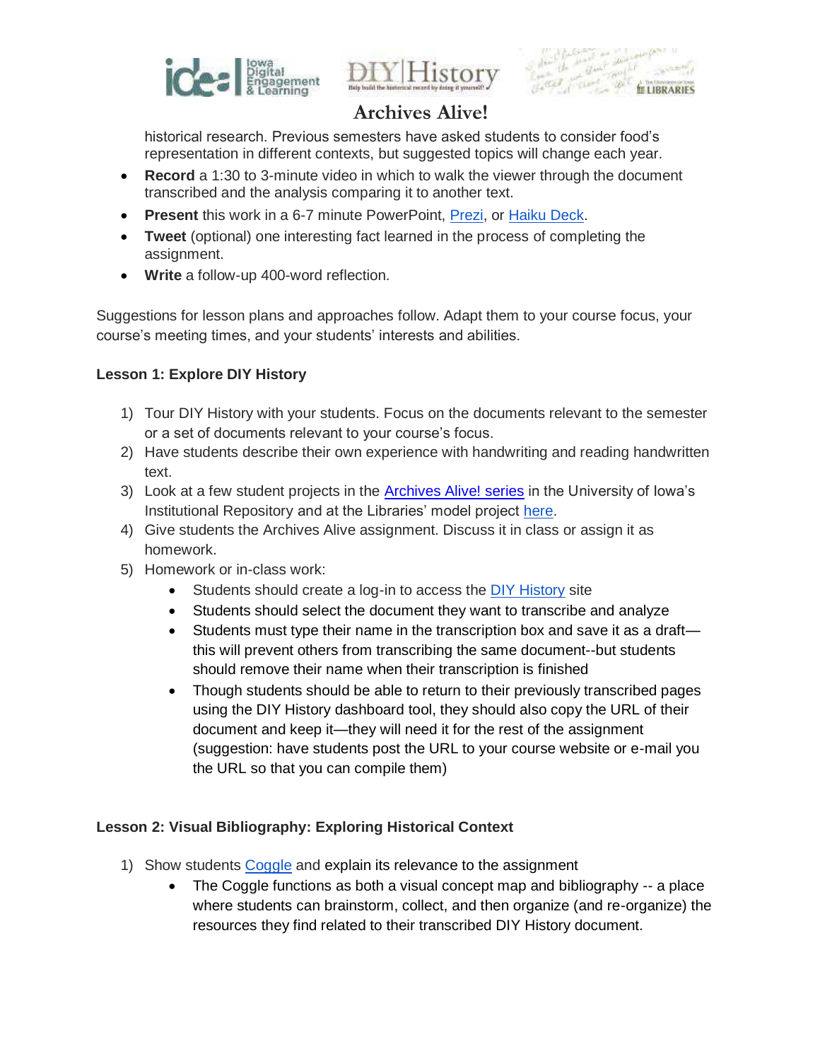historical research. Previous semesters have asked students to consider food's representation in different contexts, but suggested topics will change each year.

- **Record** a 1:30 to 3-minute video in which to walk the viewer through the document transcribed and the analysis comparing it to another text.
- **Present** this work in a 6-7 minute PowerPoint, Prezi, or Haiku Deck.
- **Tweet** (optional) one interesting fact learned in the process of completing the assignment.
- **Write** a follow-up 400-word reflection.

Suggestions for lesson plans and approaches follow. Adapt them to your course focus, your course's meeting times, and your students' interests and abilities.

**Lesson 1: Explore DIY History**

1) Tour DIY History with your students. Focus on the documents relevant to the semester or a set of documents relevant to your course's focus.
2) Have students describe their own experience with handwriting and reading handwritten text.
3) Look at a few student projects in the Archives Alive! series in the University of Iowa's Institutional Repository and at the Libraries' model project here.
4) Give students the Archives Alive assignment. Discuss it in class or assign it as homework.
5) Homework or in-class work:
    - Students should create a log-in to access the DIY History site
    - Students should select the document they want to transcribe and analyze
    - Students must type their name in the transcription box and save it as a draft—this will prevent others from transcribing the same document--but students should remove their name when their transcription is finished
    - Though students should be able to return to their previously transcribed pages using the DIY History dashboard tool, they should also copy the URL of their document and keep it—they will need it for the rest of the assignment (suggestion: have students post the URL to your course website or e-mail you the URL so that you can compile them)

**Lesson 2: Visual Bibliography: Exploring Historical Context**

1) Show students Coggle and explain its relevance to the assignment
    - The Coggle functions as both a visual concept map and bibliography -- a place where students can brainstorm, collect, and then organize (and re-organize) the resources they find related to their transcribed DIY History document.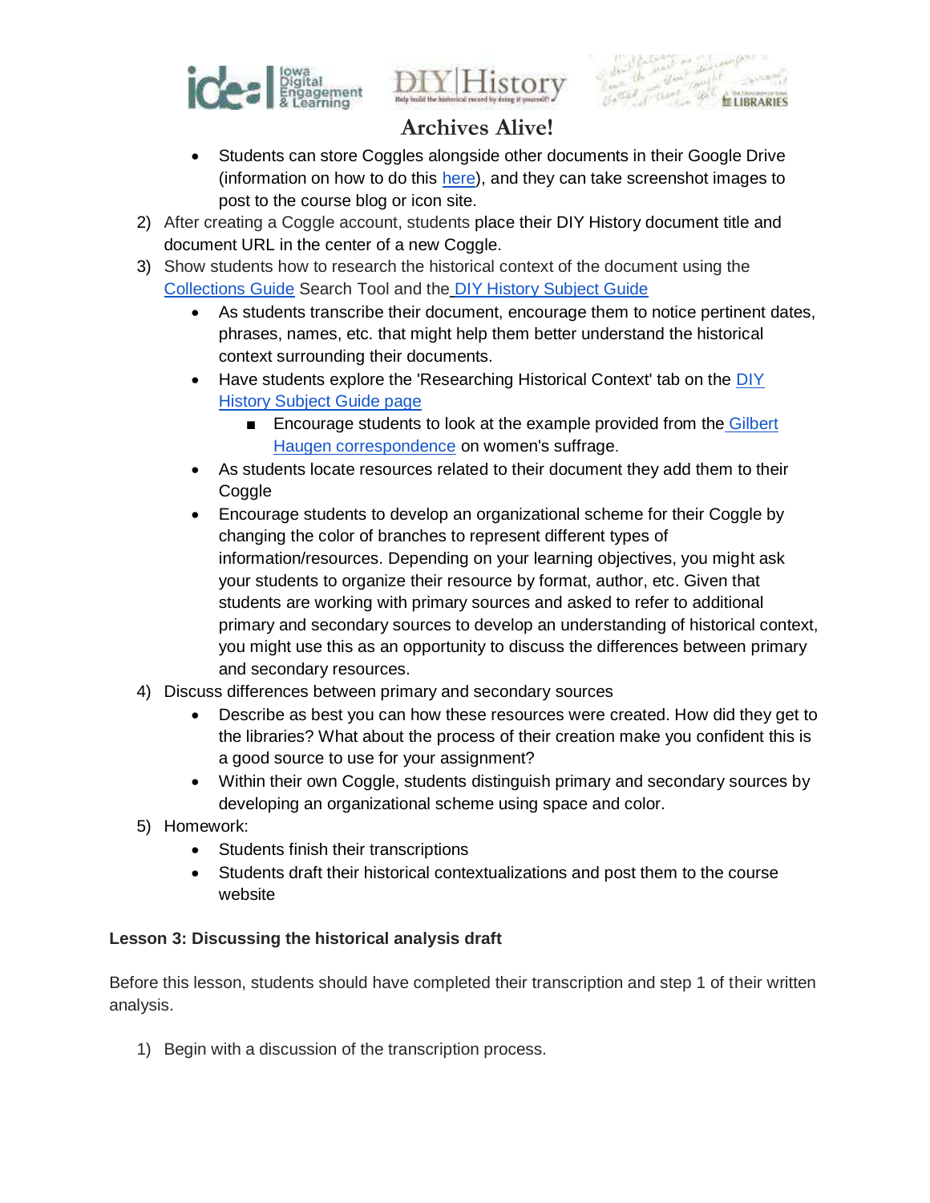- Students can store Coggles alongside other documents in their Google Drive (information on how to do this [here](#)), and they can take screenshot images to post to the course blog or icon site.

2) After creating a Coggle account, students place their DIY History document title and document URL in the center of a new Coggle.
3) Show students how to research the historical context of the document using the [Collections Guide](#) Search Tool and the [DIY History Subject Guide](#)
    - As students transcribe their document, encourage them to notice pertinent dates, phrases, names, etc. that might help them better understand the historical context surrounding their documents.
    - Have students explore the 'Researching Historical Context' tab on the [DIY History Subject Guide page](#)
        - Encourage students to look at the example provided from the [Gilbert Haugen correspondence](#) on women's suffrage.
    - As students locate resources related to their document they add them to their Coggle
    - Encourage students to develop an organizational scheme for their Coggle by changing the color of branches to represent different types of information/resources. Depending on your learning objectives, you might ask your students to organize their resource by format, author, etc. Given that students are working with primary sources and asked to refer to additional primary and secondary sources to develop an understanding of historical context, you might use this as an opportunity to discuss the differences between primary and secondary resources.
4) Discuss differences between primary and secondary sources
    - Describe as best you can how these resources were created. How did they get to the libraries? What about the process of their creation make you confident this is a good source to use for your assignment?
    - Within their own Coggle, students distinguish primary and secondary sources by developing an organizational scheme using space and color.
5) Homework:
    - Students finish their transcriptions
    - Students draft their historical contextualizations and post them to the course website

**Lesson 3: Discussing the historical analysis draft**

Before this lesson, students should have completed their transcription and step 1 of their written analysis.

1) Begin with a discussion of the transcription process.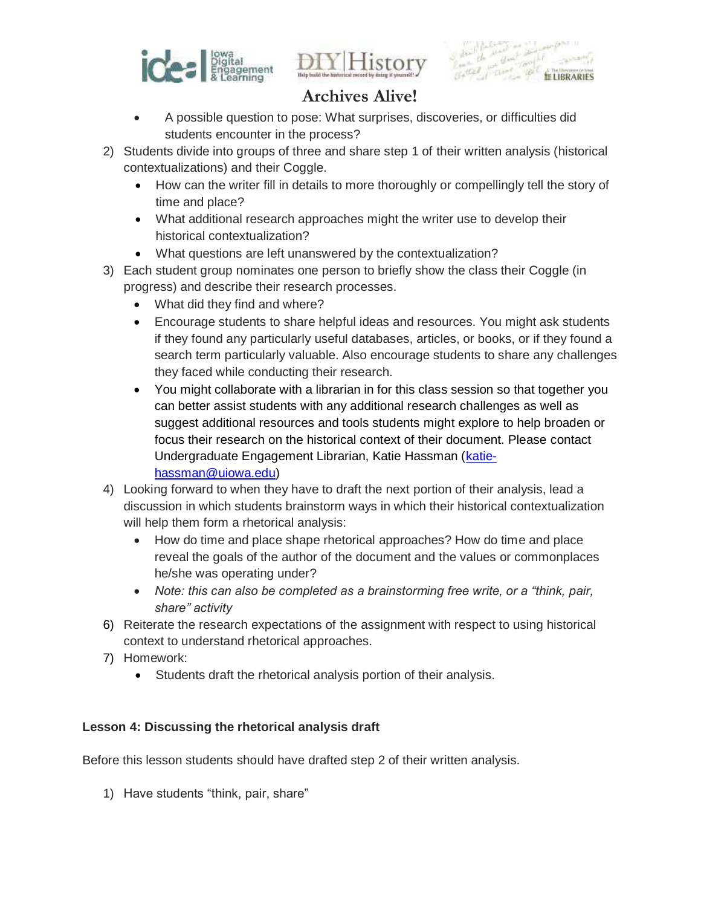- A possible question to pose: What surprises, discoveries, or difficulties did students encounter in the process?

2) Students divide into groups of three and share step 1 of their written analysis (historical contextualizations) and their Coggle.
   - How can the writer fill in details to more thoroughly or compellingly tell the story of time and place?
   - What additional research approaches might the writer use to develop their historical contextualization?
   - What questions are left unanswered by the contextualization?
3) Each student group nominates one person to briefly show the class their Coggle (in progress) and describe their research processes.
   - What did they find and where?
   - Encourage students to share helpful ideas and resources. You might ask students if they found any particularly useful databases, articles, or books, or if they found a search term particularly valuable. Also encourage students to share any challenges they faced while conducting their research.
   - You might collaborate with a librarian in for this class session so that together you can better assist students with any additional research challenges as well as suggest additional resources and tools students might explore to help broaden or focus their research on the historical context of their document. Please contact Undergraduate Engagement Librarian, Katie Hassman ([katie-hassman@uiowa.edu](mailto:katie-hassman@uiowa.edu))
4) Looking forward to when they have to draft the next portion of their analysis, lead a discussion in which students brainstorm ways in which their historical contextualization will help them form a rhetorical analysis:
   - How do time and place shape rhetorical approaches? How do time and place reveal the goals of the author of the document and the values or commonplaces he/she was operating under?
   - *Note: this can also be completed as a brainstorming free write, or a "think, pair, share" activity*

6) Reiterate the research expectations of the assignment with respect to using historical context to understand rhetorical approaches.
7) Homework:
   - Students draft the rhetorical analysis portion of their analysis.

**Lesson 4: Discussing the rhetorical analysis draft**

Before this lesson students should have drafted step 2 of their written analysis.

1) Have students "think, pair, share"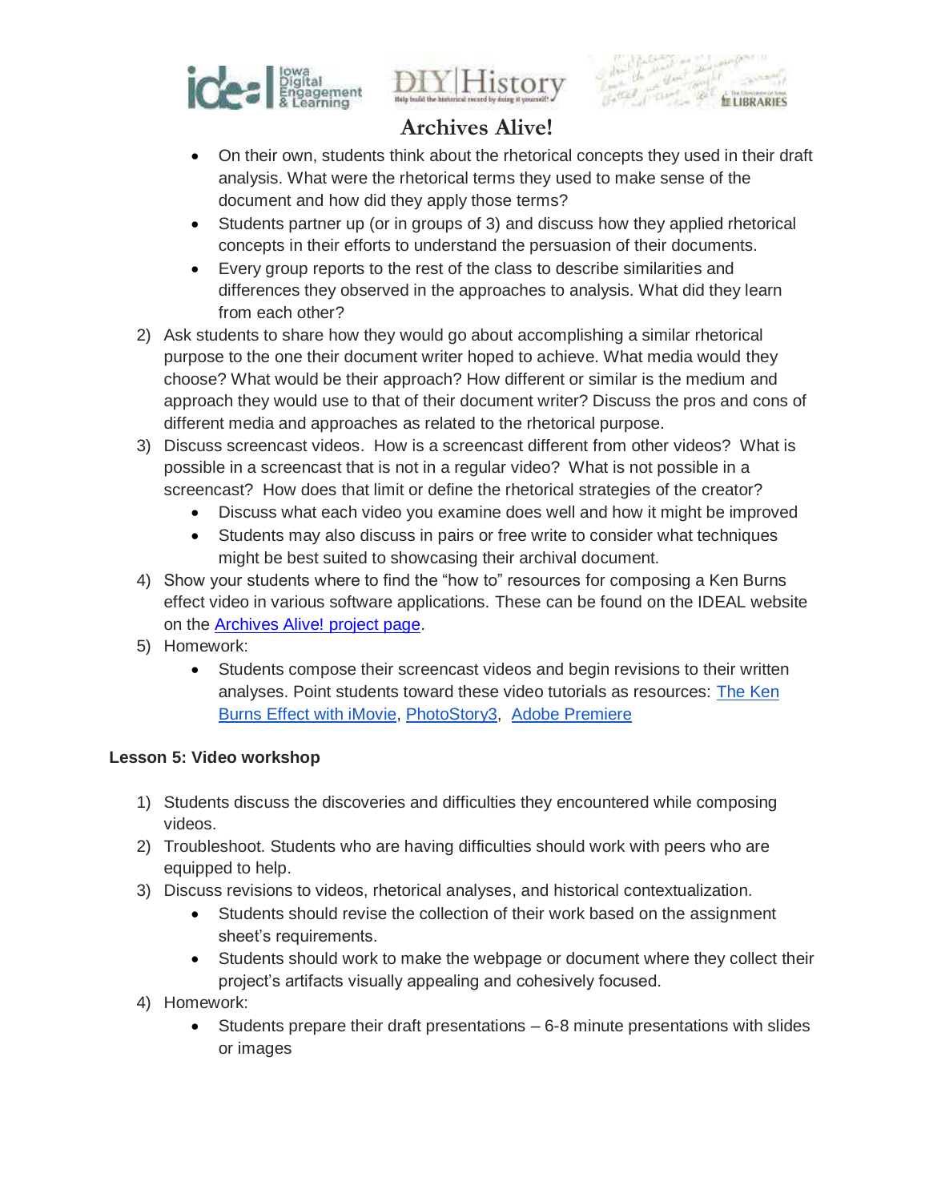- On their own, students think about the rhetorical concepts they used in their draft analysis. What were the rhetorical terms they used to make sense of the document and how did they apply those terms?
- Students partner up (or in groups of 3) and discuss how they applied rhetorical concepts in their efforts to understand the persuasion of their documents.
- Every group reports to the rest of the class to describe similarities and differences they observed in the approaches to analysis. What did they learn from each other?

2) Ask students to share how they would go about accomplishing a similar rhetorical purpose to the one their document writer hoped to achieve. What media would they choose? What would be their approach? How different or similar is the medium and approach they would use to that of their document writer? Discuss the pros and cons of different media and approaches as related to the rhetorical purpose.
3) Discuss screencast videos. How is a screencast different from other videos? What is possible in a screencast that is not in a regular video? What is not possible in a screencast? How does that limit or define the rhetorical strategies of the creator?
   - Discuss what each video you examine does well and how it might be improved
   - Students may also discuss in pairs or free write to consider what techniques might be best suited to showcasing their archival document.
4) Show your students where to find the "how to" resources for composing a Ken Burns effect video in various software applications. These can be found on the IDEAL website on the Archives Alive! project page.
5) Homework:
   - Students compose their screencast videos and begin revisions to their written analyses. Point students toward these video tutorials as resources: The Ken Burns Effect with iMovie, PhotoStory3, Adobe Premiere

**Lesson 5: Video workshop**

1) Students discuss the discoveries and difficulties they encountered while composing videos.
2) Troubleshoot. Students who are having difficulties should work with peers who are equipped to help.
3) Discuss revisions to videos, rhetorical analyses, and historical contextualization.
   - Students should revise the collection of their work based on the assignment sheet's requirements.
   - Students should work to make the webpage or document where they collect their project's artifacts visually appealing and cohesively focused.
4) Homework:
   - Students prepare their draft presentations – 6-8 minute presentations with slides or images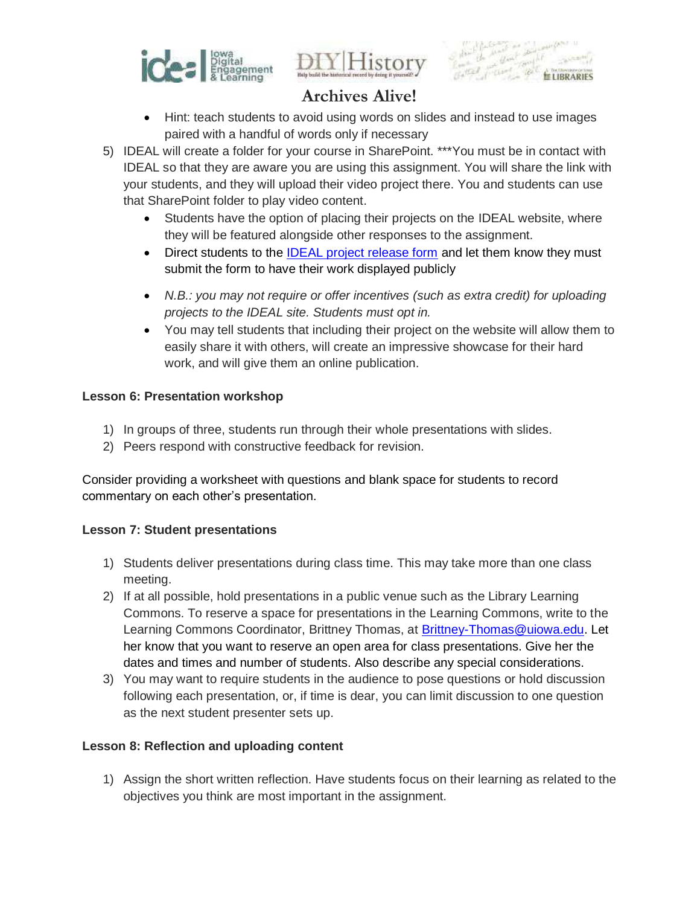- Hint: teach students to avoid using words on slides and instead to use images paired with a handful of words only if necessary

5) IDEAL will create a folder for your course in SharePoint. ***You must be in contact with IDEAL so that they are aware you are using this assignment. You will share the link with your students, and they will upload their video project there. You and students can use that SharePoint folder to play video content.
   - Students have the option of placing their projects on the IDEAL website, where they will be featured alongside other responses to the assignment.
   - Direct students to the [IDEAL project release form]() and let them know they must submit the form to have their work displayed publicly
   - *N.B.: you may not require or offer incentives (such as extra credit) for uploading projects to the IDEAL site. Students must opt in.*
   - You may tell students that including their project on the website will allow them to easily share it with others, will create an impressive showcase for their hard work, and will give them an online publication.

**Lesson 6: Presentation workshop**

1) In groups of three, students run through their whole presentations with slides.
2) Peers respond with constructive feedback for revision.

Consider providing a worksheet with questions and blank space for students to record commentary on each other's presentation.

**Lesson 7: Student presentations**

1) Students deliver presentations during class time. This may take more than one class meeting.
2) If at all possible, hold presentations in a public venue such as the Library Learning Commons. To reserve a space for presentations in the Learning Commons, write to the Learning Commons Coordinator, Brittney Thomas, at Brittney-Thomas@uiowa.edu. Let her know that you want to reserve an open area for class presentations. Give her the dates and times and number of students. Also describe any special considerations.
3) You may want to require students in the audience to pose questions or hold discussion following each presentation, or, if time is dear, you can limit discussion to one question as the next student presenter sets up.

**Lesson 8: Reflection and uploading content**

1) Assign the short written reflection. Have students focus on their learning as related to the objectives you think are most important in the assignment.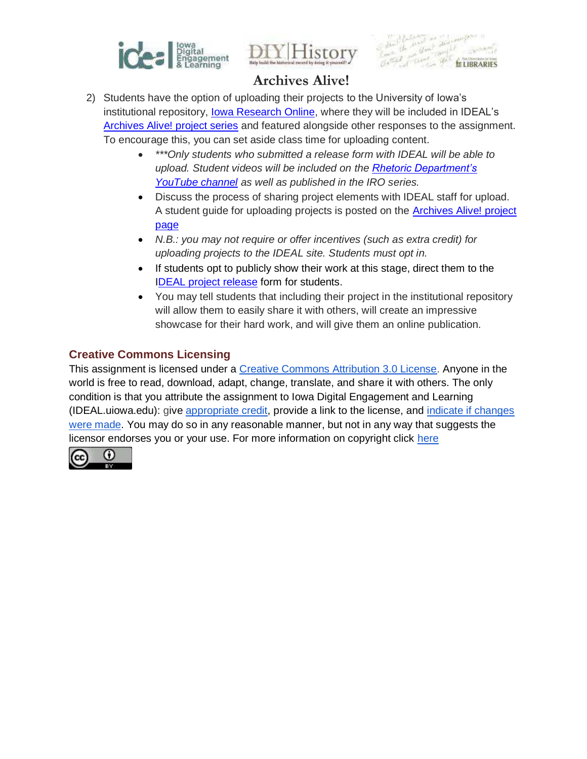# Archives Alive!

2) Students have the option of uploading their projects to the University of Iowa's institutional repository, Iowa Research Online, where they will be included in IDEAL's Archives Alive! project series and featured alongside other responses to the assignment. To encourage this, you can set aside class time for uploading content.
   - *\*\*\*Only students who submitted a release form with IDEAL will be able to upload. Student videos will be included on the Rhetoric Department's YouTube channel as well as published in the IRO series.*
   - Discuss the process of sharing project elements with IDEAL staff for upload. A student guide for uploading projects is posted on the Archives Alive! project page
   - *N.B.: you may not require or offer incentives (such as extra credit) for uploading projects to the IDEAL site. Students must opt in.*
   - If students opt to publicly show their work at this stage, direct them to the IDEAL project release form for students.
   - You may tell students that including their project in the institutional repository will allow them to easily share it with others, will create an impressive showcase for their hard work, and will give them an online publication.

## Creative Commons Licensing

This assignment is licensed under a Creative Commons Attribution 3.0 License. Anyone in the world is free to read, download, adapt, change, translate, and share it with others. The only condition is that you attribute the assignment to Iowa Digital Engagement and Learning (IDEAL.uiowa.edu): give appropriate credit, provide a link to the license, and indicate if changes were made. You may do so in any reasonable manner, but not in any way that suggests the licensor endorses you or your use. For more information on copyright click here